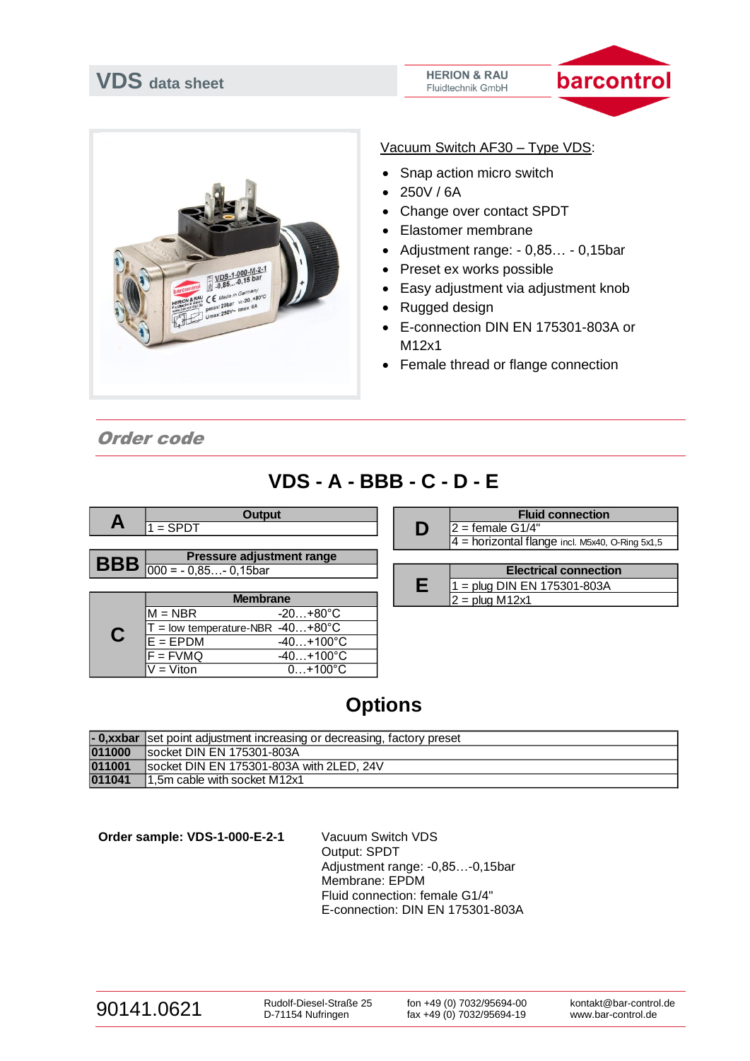# VDS data sheet

HERION & RAU
Fluidtechnik GmbH

barcontrol

Vacuum Switch AF30 – Type VDS:

- Snap action micro switch
- 250V / 6A
- Change over contact SPDT
- Elastomer membrane
- Adjustment range: - 0,85… - 0,15bar
- Preset ex works possible
- Easy adjustment via adjustment knob
- Rugged design
- E-connection DIN EN 175301-803A or M12x1
- Female thread or flange connection

## *Order code*

## VDS - A - BBB - C - D - E

| A | Output |
|---|---|
| | 1 = SPDT |

| BBB | Pressure adjustment range |
|---|---|
| | 000 = - 0,85…- 0,15bar |

| C | Membrane | |
|---|---|---|
| | M = NBR | -20…+80°C |
| | T = low temperature-NBR | -40…+80°C |
| | E = EPDM | -40…+100°C |
| | F = FVMQ | -40…+100°C |
| | V = Viton | 0…+100°C |

| D | Fluid connection |
|---|---|
| | 2 = female G1/4" |
| | 4 = horizontal flange incl. M5x40, O-Ring 5x1,5 |

| E | Electrical connection |
|---|---|
| | 1 = plug DIN EN 175301-803A |
| | 2 = plug M12x1 |

## Options

| | |
|---|---|
| **- 0,xxbar** | set point adjustment increasing or decreasing, factory preset |
| **011000** | socket DIN EN 175301-803A |
| **011001** | socket DIN EN 175301-803A with 2LED, 24V |
| **011041** | 1,5m cable with socket M12x1 |

**Order sample: VDS-1-000-E-2-1**

Vacuum Switch VDS
Output: SPDT
Adjustment range: -0,85…-0,15bar
Membrane: EPDM
Fluid connection: female G1/4"
E-connection: DIN EN 175301-803A

90141.0621

Rudolf-Diesel-Straße 25
D-71154 Nufringen

fon +49 (0) 7032/95694-00
fax +49 (0) 7032/95694-19

kontakt@bar-control.de
www.bar-control.de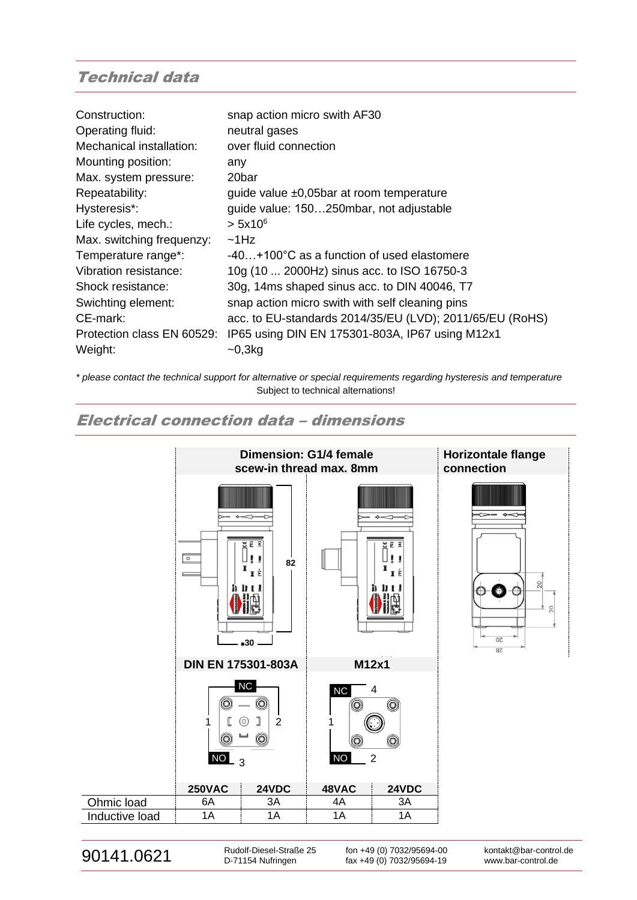## *Technical data*

| | |
|---|---|
| Construction: | snap action micro swith AF30 |
| Operating fluid: | neutral gases |
| Mechanical installation: | over fluid connection |
| Mounting position: | any |
| Max. system pressure: | 20bar |
| Repeatability: | guide value ±0,05bar at room temperature |
| Hysteresis*: | guide value: 150…250mbar, not adjustable |
| Life cycles, mech.: | > $5x10^6$ |
| Max. switching frequenzy: | ~1Hz |
| Temperature range*: | -40…+100°C as a function of used elastomere |
| Vibration resistance: | 10g (10 ... 2000Hz) sinus acc. to ISO 16750-3 |
| Shock resistance: | 30g, 14ms shaped sinus acc. to DIN 40046, T7 |
| Swichting element: | snap action micro swith with self cleaning pins |
| CE-mark: | acc. to EU-standards 2014/35/EU (LVD); 2011/65/EU (RoHS) |
| Protection class EN 60529: | IP65 using DIN EN 175301-803A, IP67 using M12x1 |
| Weight: | ~0,3kg |

*\* please contact the technical support for alternative or special requirements regarding hysteresis and temperature*

Subject to technical alternations!

## *Electrical connection data – dimensions*

**Dimension: G1/4 female scew-in thread max. 8mm**

**Horizontale flange connection**

82

30

20

20

20

26

**DIN EN 175301-803A**

NC

1

2

NO 3

**M12x1**

NC 4

1

NO 2

| | 250VAC | 24VDC | 48VAC | 24VDC |
|---|---|---|---|---|
| Ohmic load | 6A | 3A | 4A | 3A |
| Inductive load | 1A | 1A | 1A | 1A |

90141.0621

Rudolf-Diesel-Straße 25
D-71154 Nufringen

fon +49 (0) 7032/95694-00
fax +49 (0) 7032/95694-19

kontakt@bar-control.de
www.bar-control.de